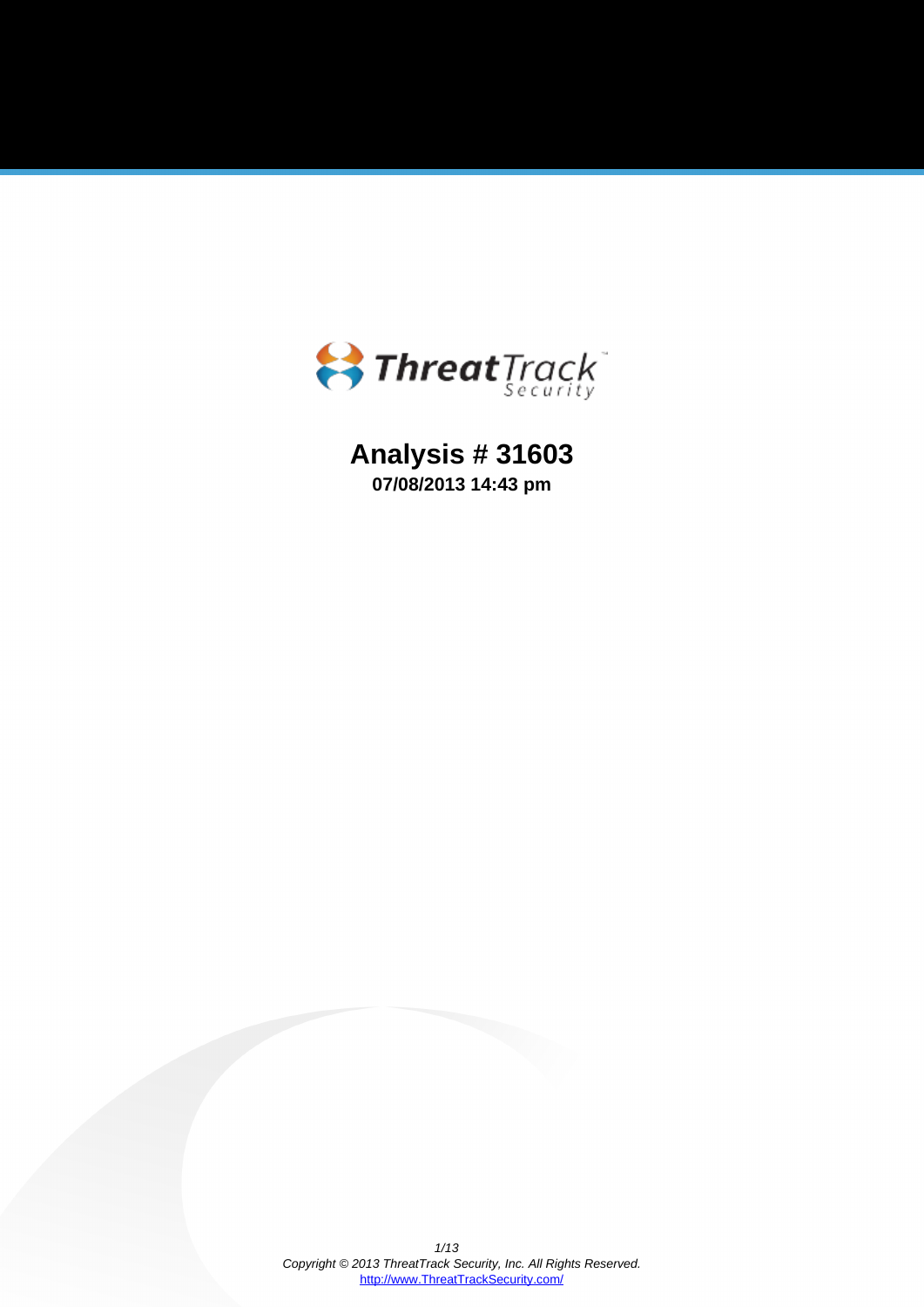ThreatTrack Security

# Analysis # 31603

**07/08/2013 14:43 pm**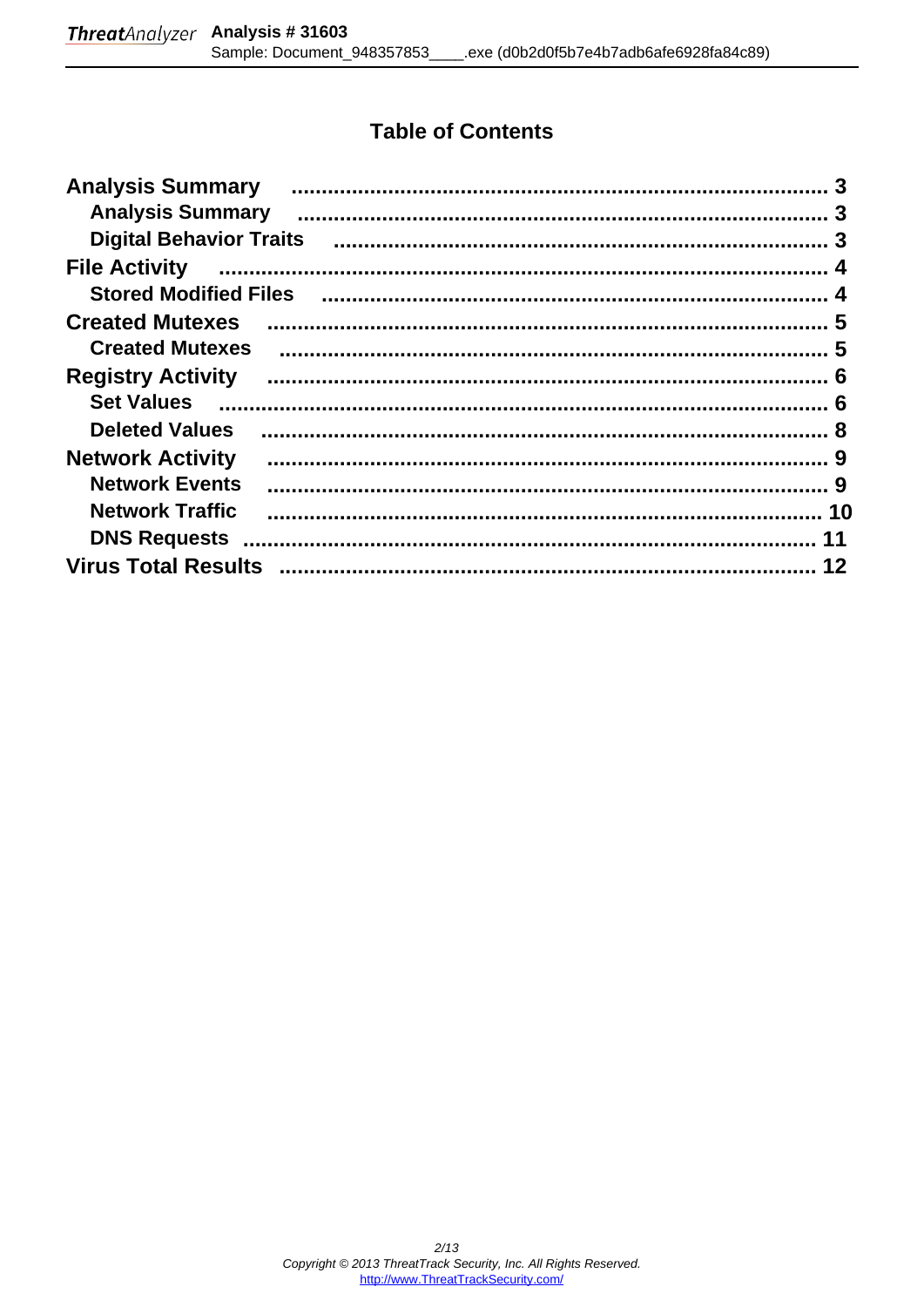# Table of Contents

**Analysis Summary** ........................................................................ 3

- **Analysis Summary** ........................................................................ 3
- **Digital Behavior Traits** ................................................................ 3

**File Activity** ................................................................................ 4

- **Stored Modified Files** .................................................................. 4

**Created Mutexes** ........................................................................... 5

- **Created Mutexes** ......................................................................... 5

**Registry Activity** ........................................................................... 6

- **Set Values** .................................................................................. 6
- **Deleted Values** ............................................................................ 8

**Network Activity** ........................................................................... 9

- **Network Events** ........................................................................... 9
- **Network Traffic** ........................................................................... 10
- **DNS Requests** ............................................................................. 11

**Virus Total Results** ........................................................................ 12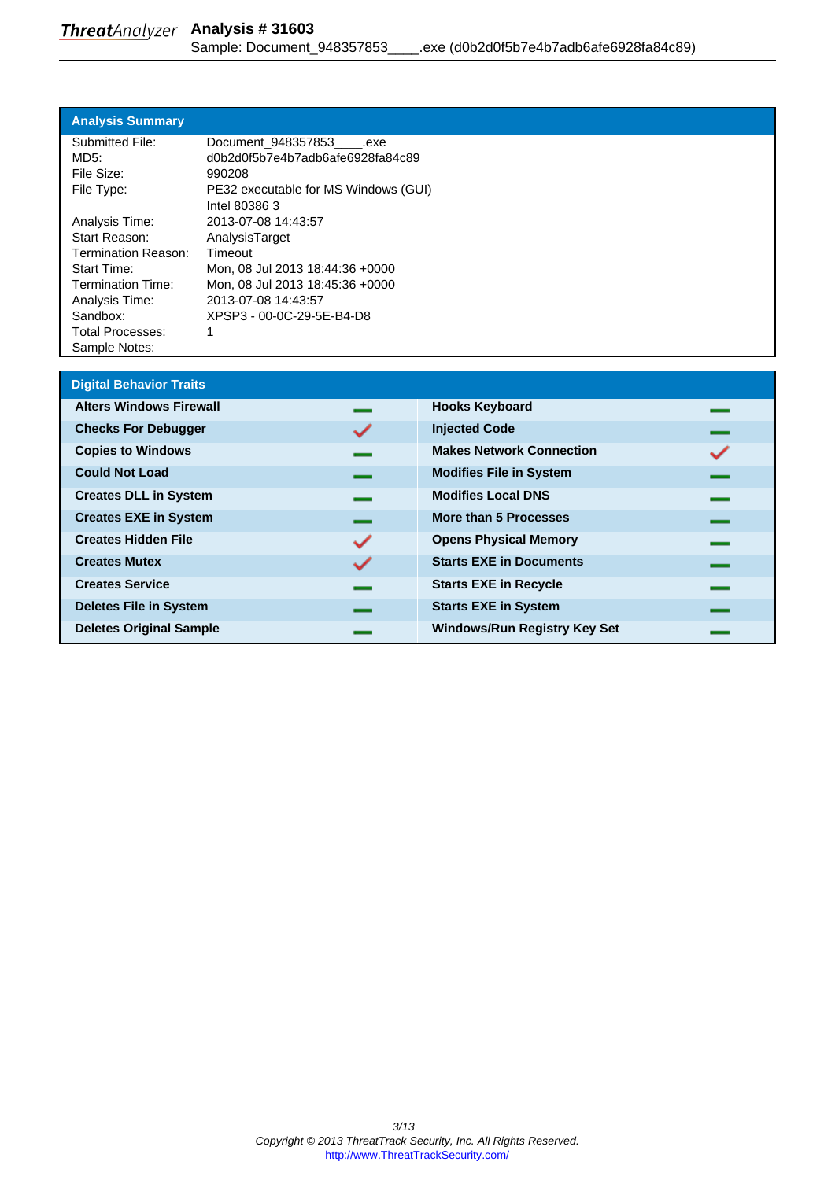## Analysis Summary

| | |
|---|---|
| Submitted File: | Document_948357853____.exe |
| MD5: | d0b2d0f5b7e4b7adb6afe6928fa84c89 |
| File Size: | 990208 |
| File Type: | PE32 executable for MS Windows (GUI) Intel 80386 3 |
| Analysis Time: | 2013-07-08 14:43:57 |
| Start Reason: | AnalysisTarget |
| Termination Reason: | Timeout |
| Start Time: | Mon, 08 Jul 2013 18:44:36 +0000 |
| Termination Time: | Mon, 08 Jul 2013 18:45:36 +0000 |
| Analysis Time: | 2013-07-08 14:43:57 |
| Sandbox: | XPSP3 - 00-0C-29-5E-B4-D8 |
| Total Processes: | 1 |
| Sample Notes: | |

## Digital Behavior Traits

| Trait | | Trait | |
|---|---|---|---|
| **Alters Windows Firewall** | – | **Hooks Keyboard** | – |
| **Checks For Debugger** | ✓ | **Injected Code** | – |
| **Copies to Windows** | – | **Makes Network Connection** | ✓ |
| **Could Not Load** | – | **Modifies File in System** | – |
| **Creates DLL in System** | – | **Modifies Local DNS** | – |
| **Creates EXE in System** | – | **More than 5 Processes** | – |
| **Creates Hidden File** | ✓ | **Opens Physical Memory** | – |
| **Creates Mutex** | ✓ | **Starts EXE in Documents** | – |
| **Creates Service** | – | **Starts EXE in Recycle** | – |
| **Deletes File in System** | – | **Starts EXE in System** | – |
| **Deletes Original Sample** | – | **Windows/Run Registry Key Set** | – |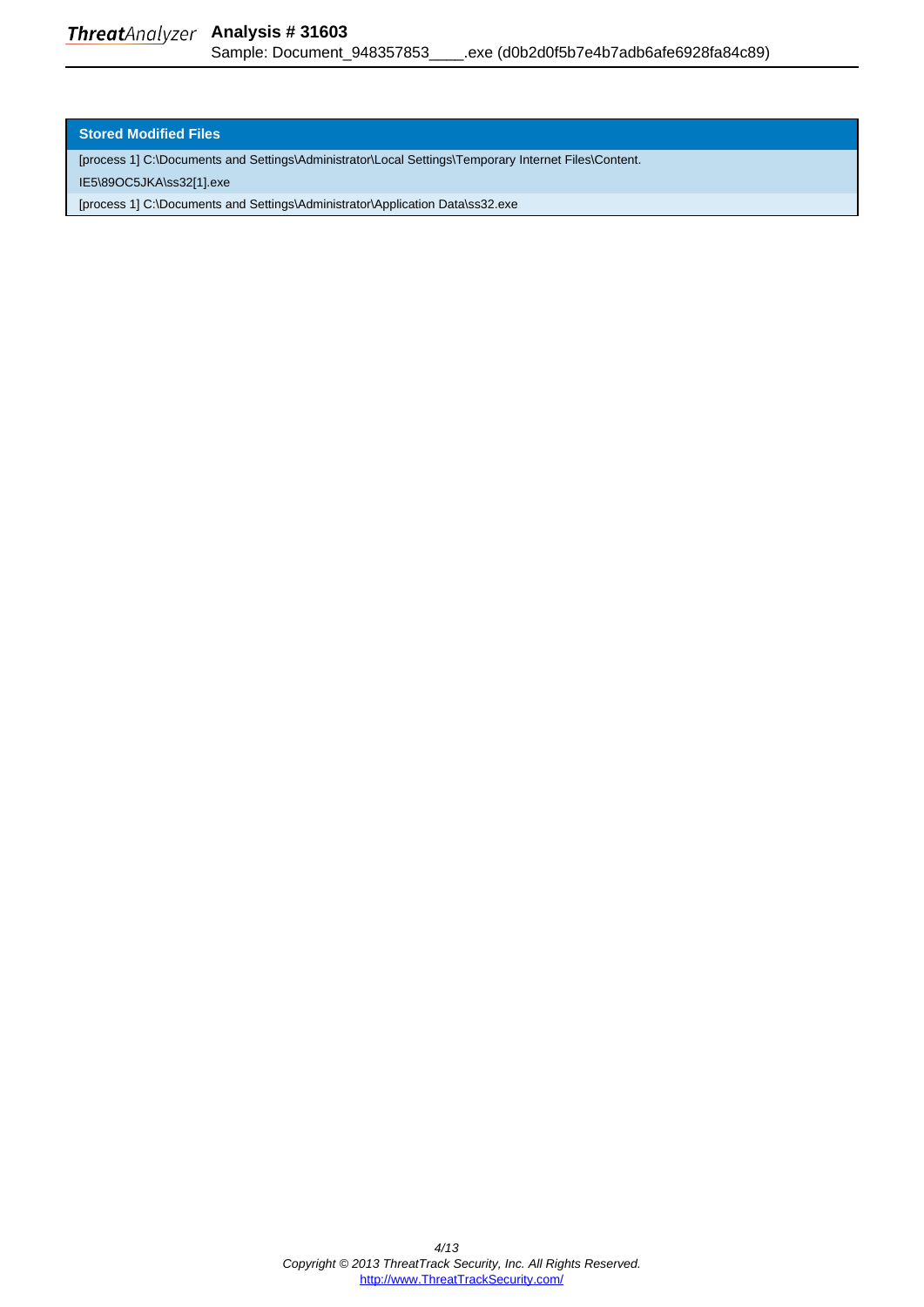## Stored Modified Files

| Stored Modified Files |
| --- |
| [process 1] C:\Documents and Settings\Administrator\Local Settings\Temporary Internet Files\Content.IE5\89OC5JKA\ss32[1].exe |
| [process 1] C:\Documents and Settings\Administrator\Application Data\ss32.exe |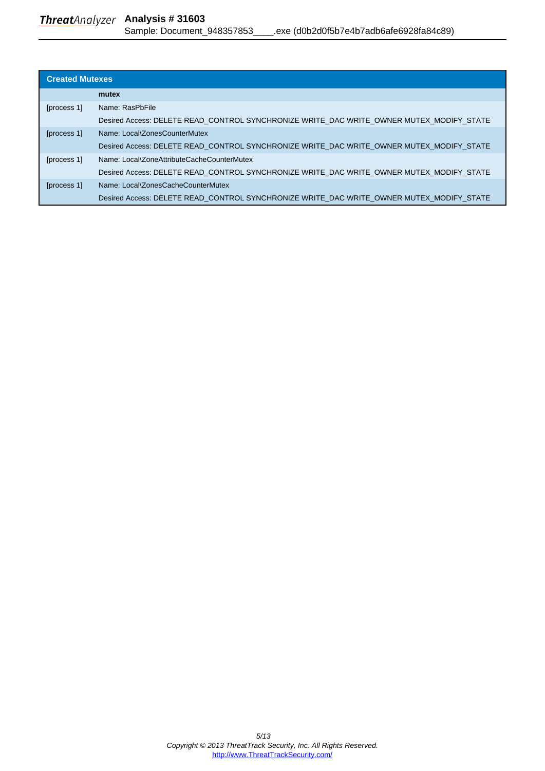## Created Mutexes

| | mutex |
|---|---|
| [process 1] | Name: RasPbFile |
| | Desired Access: DELETE READ_CONTROL SYNCHRONIZE WRITE_DAC WRITE_OWNER MUTEX_MODIFY_STATE |
| [process 1] | Name: Local\ZonesCounterMutex |
| | Desired Access: DELETE READ_CONTROL SYNCHRONIZE WRITE_DAC WRITE_OWNER MUTEX_MODIFY_STATE |
| [process 1] | Name: Local\ZoneAttributeCacheCounterMutex |
| | Desired Access: DELETE READ_CONTROL SYNCHRONIZE WRITE_DAC WRITE_OWNER MUTEX_MODIFY_STATE |
| [process 1] | Name: Local\ZonesCacheCounterMutex |
| | Desired Access: DELETE READ_CONTROL SYNCHRONIZE WRITE_DAC WRITE_OWNER MUTEX_MODIFY_STATE |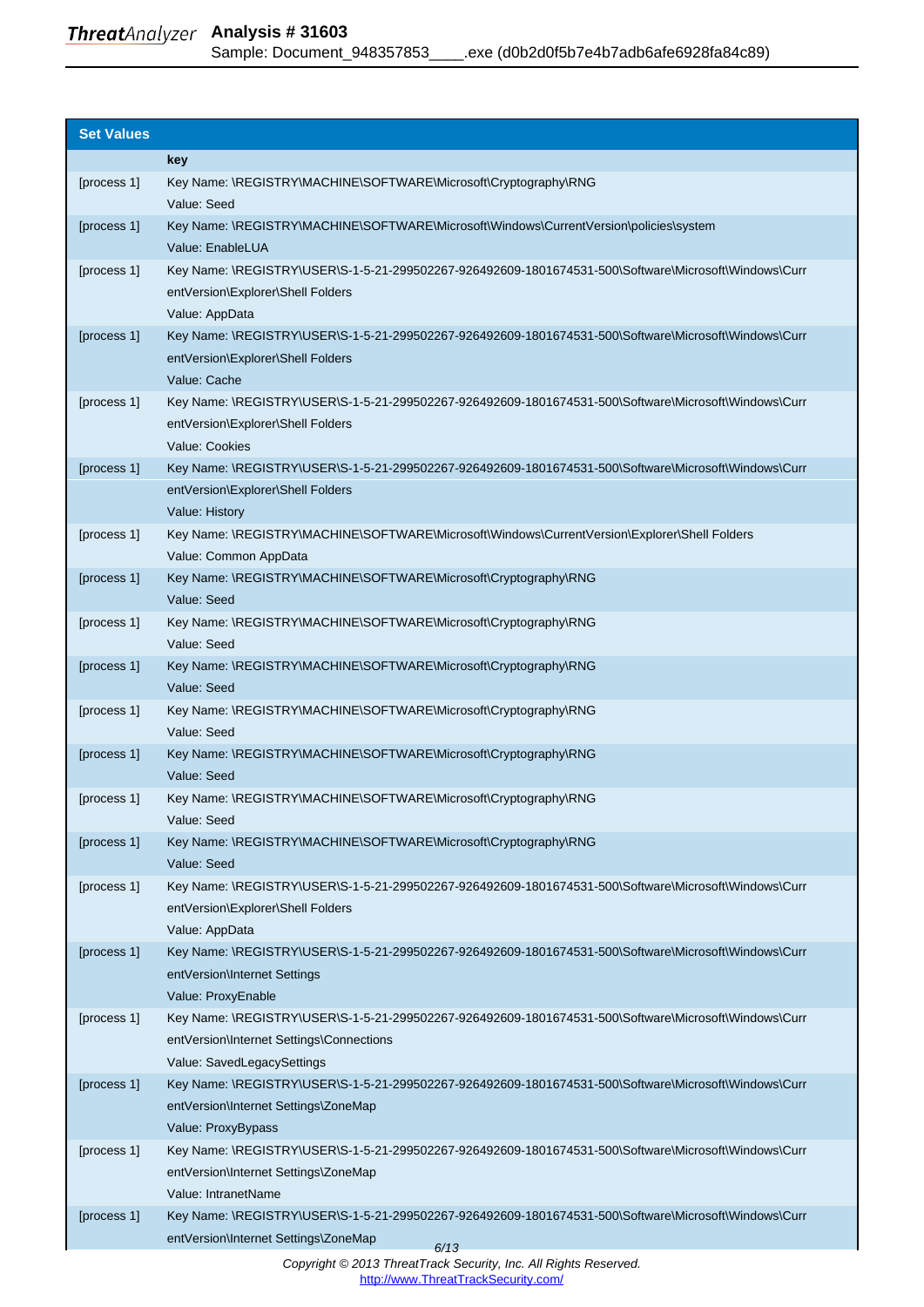## Set Values

| | key |
|---|---|
| [process 1] | Key Name: \REGISTRY\MACHINE\SOFTWARE\Microsoft\Cryptography\RNG<br>Value: Seed |
| [process 1] | Key Name: \REGISTRY\MACHINE\SOFTWARE\Microsoft\Windows\CurrentVersion\policies\system<br>Value: EnableLUA |
| [process 1] | Key Name: \REGISTRY\USER\S-1-5-21-299502267-926492609-1801674531-500\Software\Microsoft\Windows\CurrentVersion\Explorer\Shell Folders<br>Value: AppData |
| [process 1] | Key Name: \REGISTRY\USER\S-1-5-21-299502267-926492609-1801674531-500\Software\Microsoft\Windows\CurrentVersion\Explorer\Shell Folders<br>Value: Cache |
| [process 1] | Key Name: \REGISTRY\USER\S-1-5-21-299502267-926492609-1801674531-500\Software\Microsoft\Windows\CurrentVersion\Explorer\Shell Folders<br>Value: Cookies |
| [process 1] | Key Name: \REGISTRY\USER\S-1-5-21-299502267-926492609-1801674531-500\Software\Microsoft\Windows\CurrentVersion\Explorer\Shell Folders<br>Value: History |
| [process 1] | Key Name: \REGISTRY\MACHINE\SOFTWARE\Microsoft\Windows\CurrentVersion\Explorer\Shell Folders<br>Value: Common AppData |
| [process 1] | Key Name: \REGISTRY\MACHINE\SOFTWARE\Microsoft\Cryptography\RNG<br>Value: Seed |
| [process 1] | Key Name: \REGISTRY\MACHINE\SOFTWARE\Microsoft\Cryptography\RNG<br>Value: Seed |
| [process 1] | Key Name: \REGISTRY\MACHINE\SOFTWARE\Microsoft\Cryptography\RNG<br>Value: Seed |
| [process 1] | Key Name: \REGISTRY\MACHINE\SOFTWARE\Microsoft\Cryptography\RNG<br>Value: Seed |
| [process 1] | Key Name: \REGISTRY\MACHINE\SOFTWARE\Microsoft\Cryptography\RNG<br>Value: Seed |
| [process 1] | Key Name: \REGISTRY\MACHINE\SOFTWARE\Microsoft\Cryptography\RNG<br>Value: Seed |
| [process 1] | Key Name: \REGISTRY\MACHINE\SOFTWARE\Microsoft\Cryptography\RNG<br>Value: Seed |
| [process 1] | Key Name: \REGISTRY\USER\S-1-5-21-299502267-926492609-1801674531-500\Software\Microsoft\Windows\CurrentVersion\Explorer\Shell Folders<br>Value: AppData |
| [process 1] | Key Name: \REGISTRY\USER\S-1-5-21-299502267-926492609-1801674531-500\Software\Microsoft\Windows\CurrentVersion\Internet Settings<br>Value: ProxyEnable |
| [process 1] | Key Name: \REGISTRY\USER\S-1-5-21-299502267-926492609-1801674531-500\Software\Microsoft\Windows\CurrentVersion\Internet Settings\Connections<br>Value: SavedLegacySettings |
| [process 1] | Key Name: \REGISTRY\USER\S-1-5-21-299502267-926492609-1801674531-500\Software\Microsoft\Windows\CurrentVersion\Internet Settings\ZoneMap<br>Value: ProxyBypass |
| [process 1] | Key Name: \REGISTRY\USER\S-1-5-21-299502267-926492609-1801674531-500\Software\Microsoft\Windows\CurrentVersion\Internet Settings\ZoneMap<br>Value: IntranetName |
| [process 1] | Key Name: \REGISTRY\USER\S-1-5-21-299502267-926492609-1801674531-500\Software\Microsoft\Windows\CurrentVersion\Internet Settings\ZoneMap |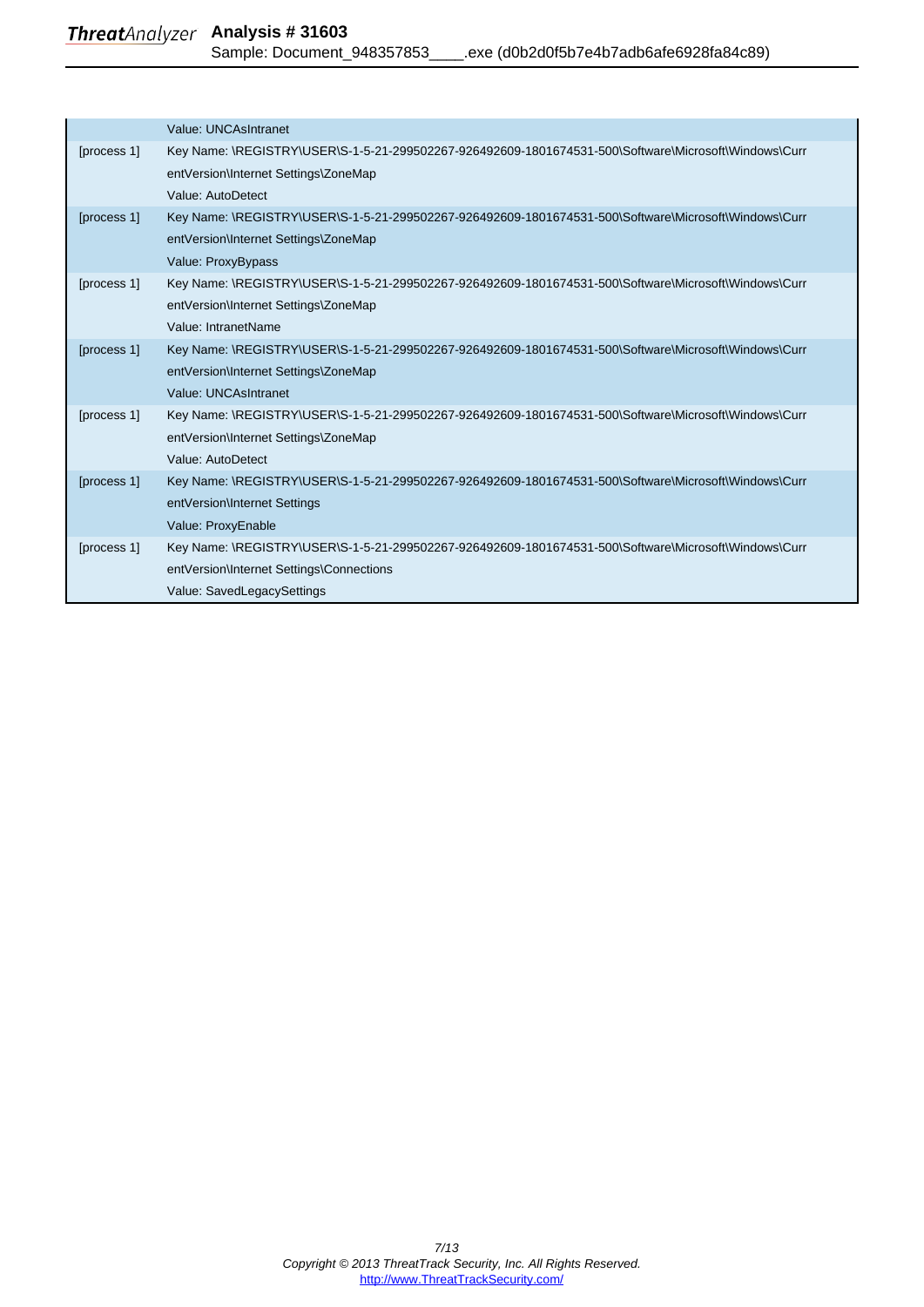| | |
|---|---|
| | Value: UNCAsIntranet |
| [process 1] | Key Name: \REGISTRY\USER\S-1-5-21-299502267-926492609-1801674531-500\Software\Microsoft\Windows\CurrentVersion\Internet Settings\ZoneMap<br>Value: AutoDetect |
| [process 1] | Key Name: \REGISTRY\USER\S-1-5-21-299502267-926492609-1801674531-500\Software\Microsoft\Windows\CurrentVersion\Internet Settings\ZoneMap<br>Value: ProxyBypass |
| [process 1] | Key Name: \REGISTRY\USER\S-1-5-21-299502267-926492609-1801674531-500\Software\Microsoft\Windows\CurrentVersion\Internet Settings\ZoneMap<br>Value: IntranetName |
| [process 1] | Key Name: \REGISTRY\USER\S-1-5-21-299502267-926492609-1801674531-500\Software\Microsoft\Windows\CurrentVersion\Internet Settings\ZoneMap<br>Value: UNCAsIntranet |
| [process 1] | Key Name: \REGISTRY\USER\S-1-5-21-299502267-926492609-1801674531-500\Software\Microsoft\Windows\CurrentVersion\Internet Settings\ZoneMap<br>Value: AutoDetect |
| [process 1] | Key Name: \REGISTRY\USER\S-1-5-21-299502267-926492609-1801674531-500\Software\Microsoft\Windows\CurrentVersion\Internet Settings<br>Value: ProxyEnable |
| [process 1] | Key Name: \REGISTRY\USER\S-1-5-21-299502267-926492609-1801674531-500\Software\Microsoft\Windows\CurrentVersion\Internet Settings\Connections<br>Value: SavedLegacySettings |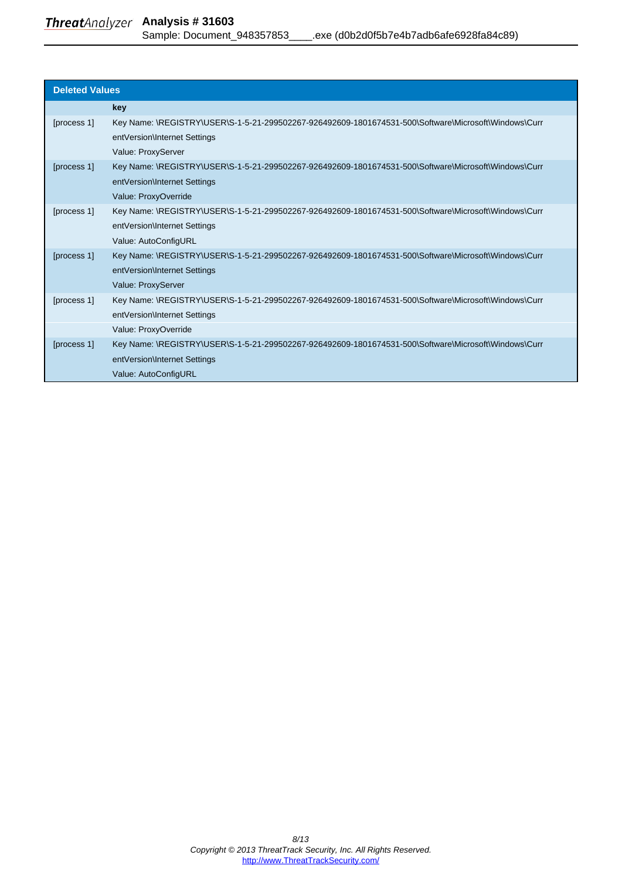## Deleted Values

| | key |
|---|---|
| [process 1] | Key Name: \REGISTRY\USER\S-1-5-21-299502267-926492609-1801674531-500\Software\Microsoft\Windows\CurrentVersion\Internet Settings<br>Value: ProxyServer |
| [process 1] | Key Name: \REGISTRY\USER\S-1-5-21-299502267-926492609-1801674531-500\Software\Microsoft\Windows\CurrentVersion\Internet Settings<br>Value: ProxyOverride |
| [process 1] | Key Name: \REGISTRY\USER\S-1-5-21-299502267-926492609-1801674531-500\Software\Microsoft\Windows\CurrentVersion\Internet Settings<br>Value: AutoConfigURL |
| [process 1] | Key Name: \REGISTRY\USER\S-1-5-21-299502267-926492609-1801674531-500\Software\Microsoft\Windows\CurrentVersion\Internet Settings<br>Value: ProxyServer |
| [process 1] | Key Name: \REGISTRY\USER\S-1-5-21-299502267-926492609-1801674531-500\Software\Microsoft\Windows\CurrentVersion\Internet Settings<br>Value: ProxyOverride |
| [process 1] | Key Name: \REGISTRY\USER\S-1-5-21-299502267-926492609-1801674531-500\Software\Microsoft\Windows\CurrentVersion\Internet Settings<br>Value: AutoConfigURL |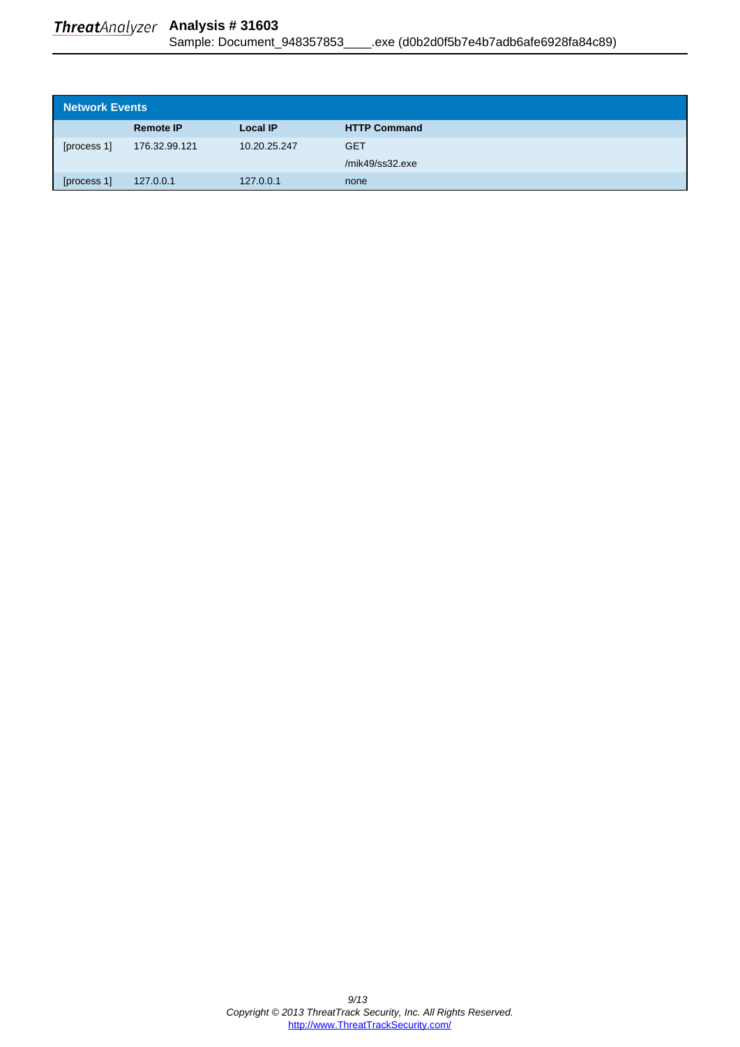## Network Events

| | Remote IP | Local IP | HTTP Command |
|---|---|---|---|
| [process 1] | 176.32.99.121 | 10.20.25.247 | GET /mik49/ss32.exe |
| [process 1] | 127.0.0.1 | 127.0.0.1 | none |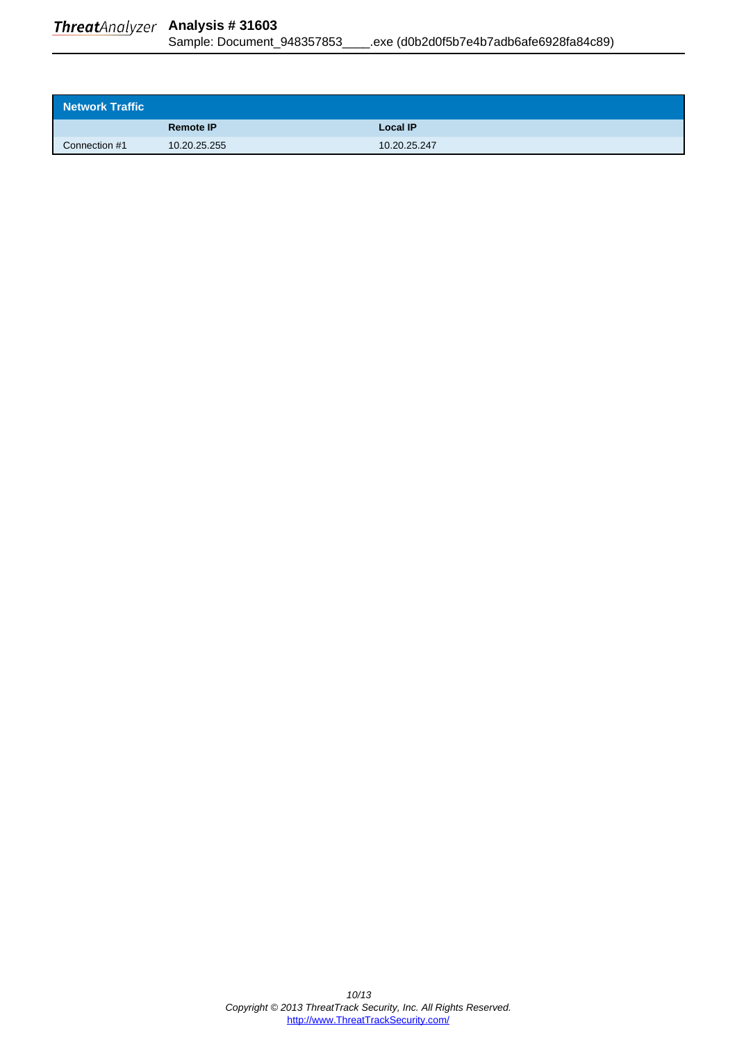| Network Traffic | | |
|---|---|---|
| | **Remote IP** | **Local IP** |
| Connection #1 | 10.20.25.255 | 10.20.25.247 |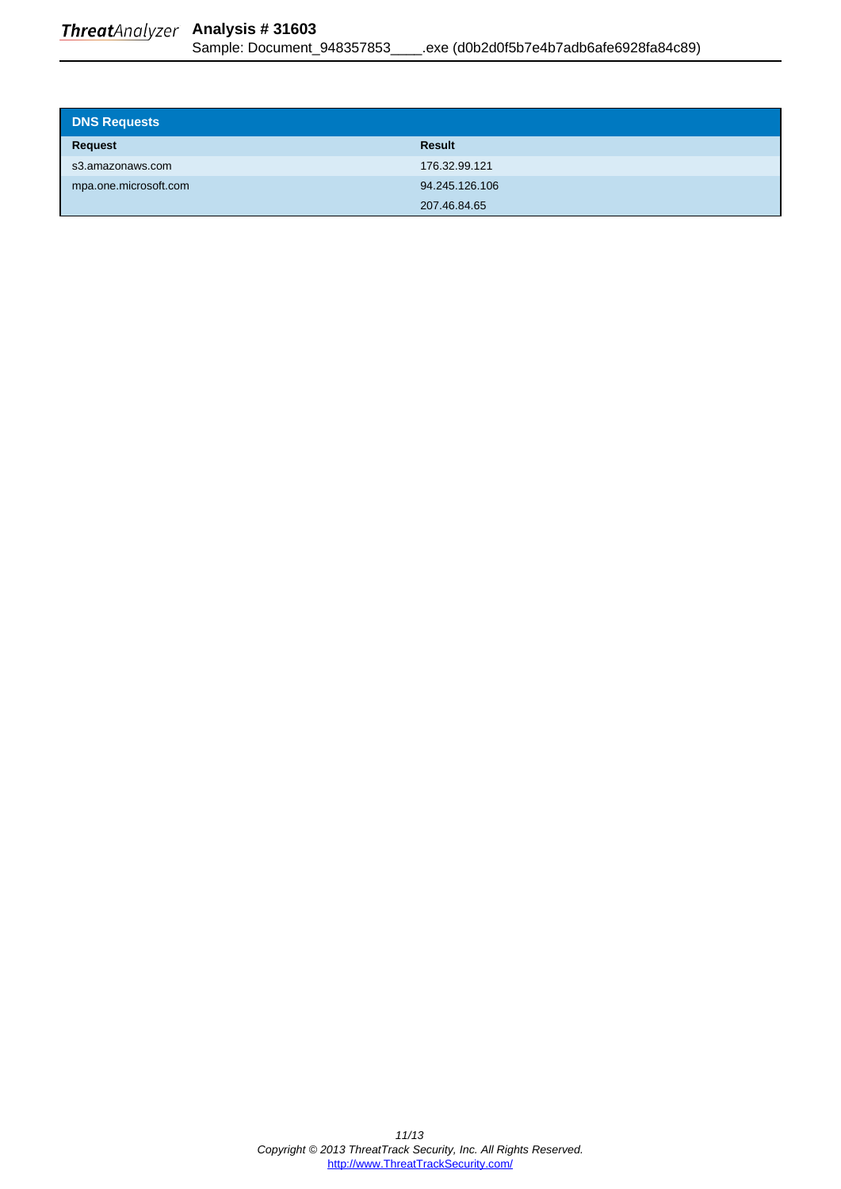| DNS Requests | |
|---|---|
| **Request** | **Result** |
| s3.amazonaws.com | 176.32.99.121 |
| mpa.one.microsoft.com | 94.245.126.106 |
| | 207.46.84.65 |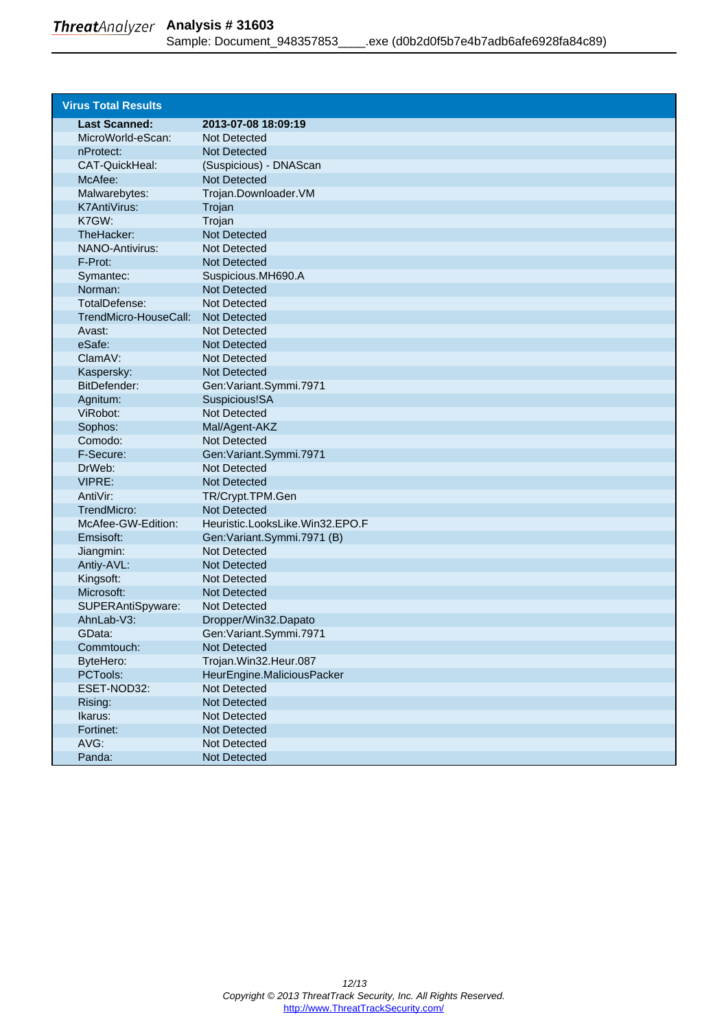## Virus Total Results

| Last Scanned: | 2013-07-08 18:09:19 |
|---|---|
| MicroWorld-eScan: | Not Detected |
| nProtect: | Not Detected |
| CAT-QuickHeal: | (Suspicious) - DNAScan |
| McAfee: | Not Detected |
| Malwarebytes: | Trojan.Downloader.VM |
| K7AntiVirus: | Trojan |
| K7GW: | Trojan |
| TheHacker: | Not Detected |
| NANO-Antivirus: | Not Detected |
| F-Prot: | Not Detected |
| Symantec: | Suspicious.MH690.A |
| Norman: | Not Detected |
| TotalDefense: | Not Detected |
| TrendMicro-HouseCall: | Not Detected |
| Avast: | Not Detected |
| eSafe: | Not Detected |
| ClamAV: | Not Detected |
| Kaspersky: | Not Detected |
| BitDefender: | Gen:Variant.Symmi.7971 |
| Agnitum: | Suspicious!SA |
| ViRobot: | Not Detected |
| Sophos: | Mal/Agent-AKZ |
| Comodo: | Not Detected |
| F-Secure: | Gen:Variant.Symmi.7971 |
| DrWeb: | Not Detected |
| VIPRE: | Not Detected |
| AntiVir: | TR/Crypt.TPM.Gen |
| TrendMicro: | Not Detected |
| McAfee-GW-Edition: | Heuristic.LooksLike.Win32.EPO.F |
| Emsisoft: | Gen:Variant.Symmi.7971 (B) |
| Jiangmin: | Not Detected |
| Antiy-AVL: | Not Detected |
| Kingsoft: | Not Detected |
| Microsoft: | Not Detected |
| SUPERAntiSpyware: | Not Detected |
| AhnLab-V3: | Dropper/Win32.Dapato |
| GData: | Gen:Variant.Symmi.7971 |
| Commtouch: | Not Detected |
| ByteHero: | Trojan.Win32.Heur.087 |
| PCTools: | HeurEngine.MaliciousPacker |
| ESET-NOD32: | Not Detected |
| Rising: | Not Detected |
| Ikarus: | Not Detected |
| Fortinet: | Not Detected |
| AVG: | Not Detected |
| Panda: | Not Detected |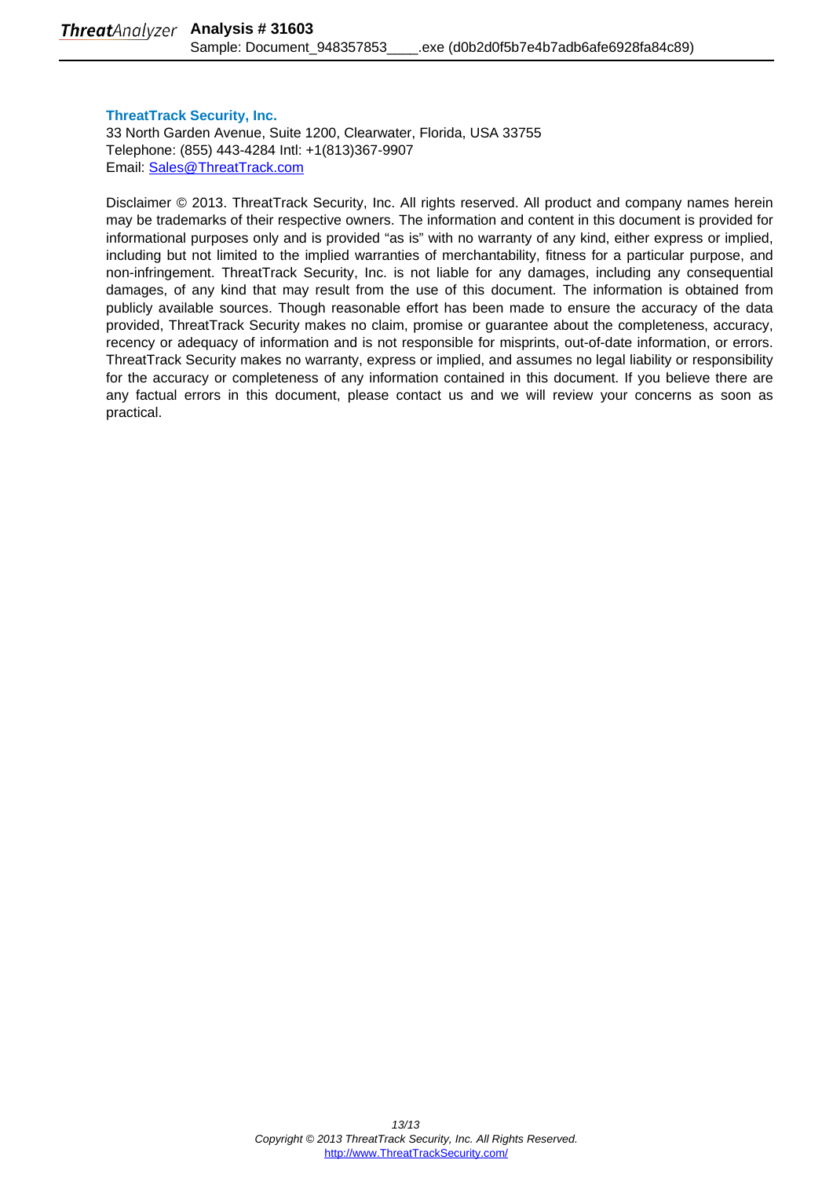**ThreatTrack Security, Inc.**
33 North Garden Avenue, Suite 1200, Clearwater, Florida, USA 33755
Telephone: (855) 443-4284 Intl: +1(813)367-9907
Email: Sales@ThreatTrack.com

Disclaimer © 2013. ThreatTrack Security, Inc. All rights reserved. All product and company names herein may be trademarks of their respective owners. The information and content in this document is provided for informational purposes only and is provided "as is" with no warranty of any kind, either express or implied, including but not limited to the implied warranties of merchantability, fitness for a particular purpose, and non-infringement. ThreatTrack Security, Inc. is not liable for any damages, including any consequential damages, of any kind that may result from the use of this document. The information is obtained from publicly available sources. Though reasonable effort has been made to ensure the accuracy of the data provided, ThreatTrack Security makes no claim, promise or guarantee about the completeness, accuracy, recency or adequacy of information and is not responsible for misprints, out-of-date information, or errors. ThreatTrack Security makes no warranty, express or implied, and assumes no legal liability or responsibility for the accuracy or completeness of any information contained in this document. If you believe there are any factual errors in this document, please contact us and we will review your concerns as soon as practical.